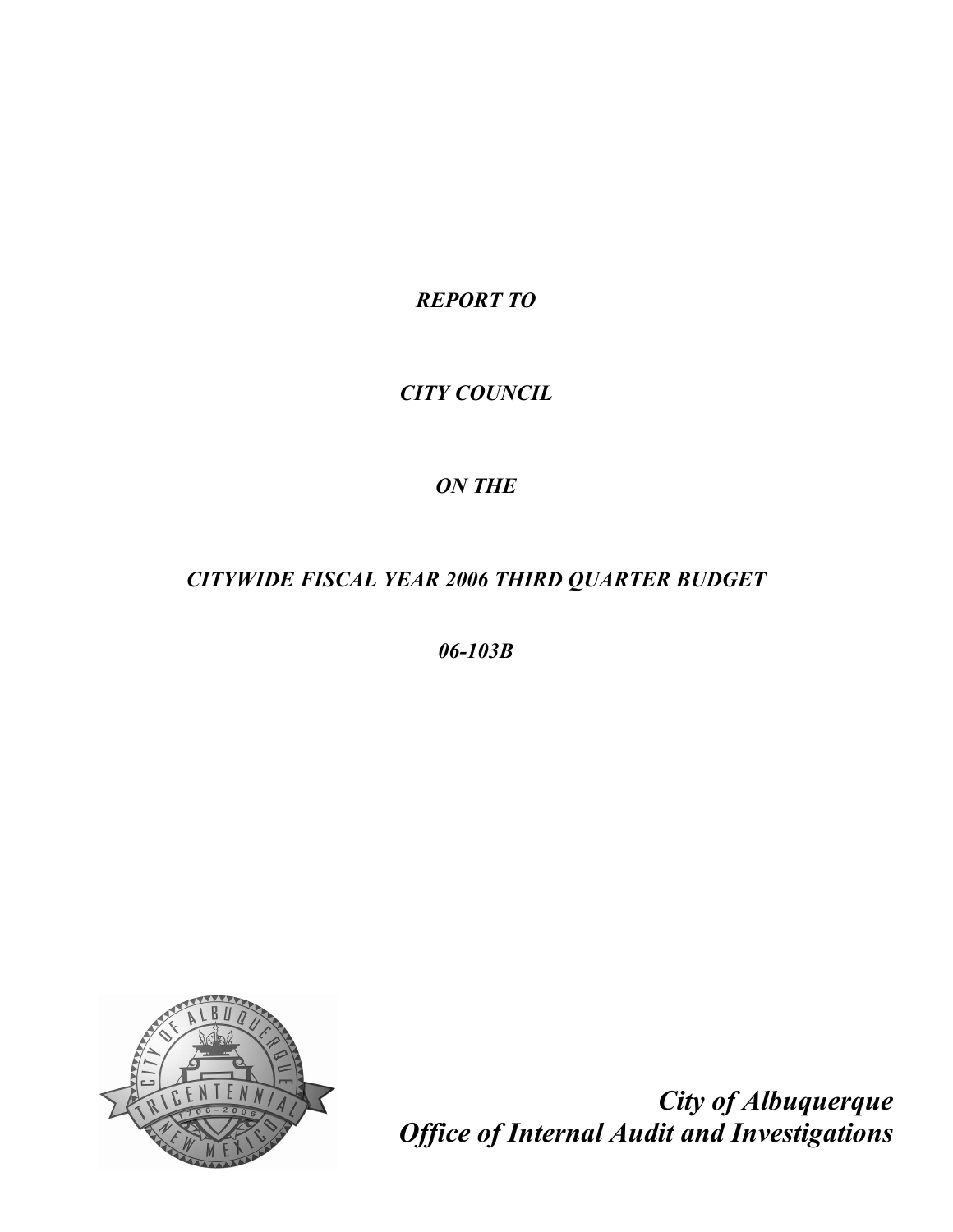*REPORT TO*

*CITY COUNCIL*

*ON THE*

*CITYWIDE FISCAL YEAR 2006 THIRD QUARTER BUDGET*

*06-103B*

*City of Albuquerque*
*Office of Internal Audit and Investigations*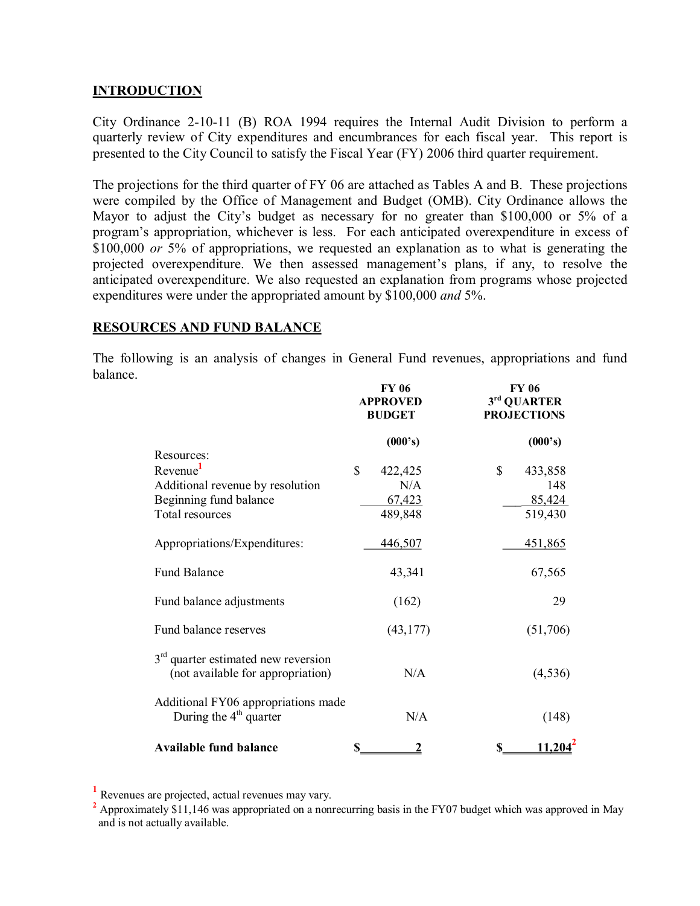## INTRODUCTION

City Ordinance 2-10-11 (B) ROA 1994 requires the Internal Audit Division to perform a quarterly review of City expenditures and encumbrances for each fiscal year. This report is presented to the City Council to satisfy the Fiscal Year (FY) 2006 third quarter requirement.

The projections for the third quarter of FY 06 are attached as Tables A and B. These projections were compiled by the Office of Management and Budget (OMB). City Ordinance allows the Mayor to adjust the City's budget as necessary for no greater than $100,000 or 5% of a program's appropriation, whichever is less. For each anticipated overexpenditure in excess of $100,000 *or* 5% of appropriations, we requested an explanation as to what is generating the projected overexpenditure. We then assessed management's plans, if any, to resolve the anticipated overexpenditure. We also requested an explanation from programs whose projected expenditures were under the appropriated amount by $100,000 *and* 5%.

## RESOURCES AND FUND BALANCE

The following is an analysis of changes in General Fund revenues, appropriations and fund balance.

| | FY 06 APPROVED BUDGET (000's) | FY 06 3rd QUARTER PROJECTIONS (000's) |
|---|---|---|
| Resources: | | |
| Revenue[1] | $ 422,425 | $ 433,858 |
| Additional revenue by resolution | N/A | 148 |
| Beginning fund balance | 67,423 | 85,424 |
| Total resources | 489,848 | 519,430 |
| Appropriations/Expenditures: | 446,507 | 451,865 |
| Fund Balance | 43,341 | 67,565 |
| Fund balance adjustments | (162) | 29 |
| Fund balance reserves | (43,177) | (51,706) |
| 3rd quarter estimated new reversion (not available for appropriation) | N/A | (4,536) |
| Additional FY06 appropriations made During the 4th quarter | N/A | (148) |
| **Available fund balance** | **$ 2** | **$ 11,204**[2] |

[1] Revenues are projected, actual revenues may vary.

[2] Approximately $11,146 was appropriated on a nonrecurring basis in the FY07 budget which was approved in May and is not actually available.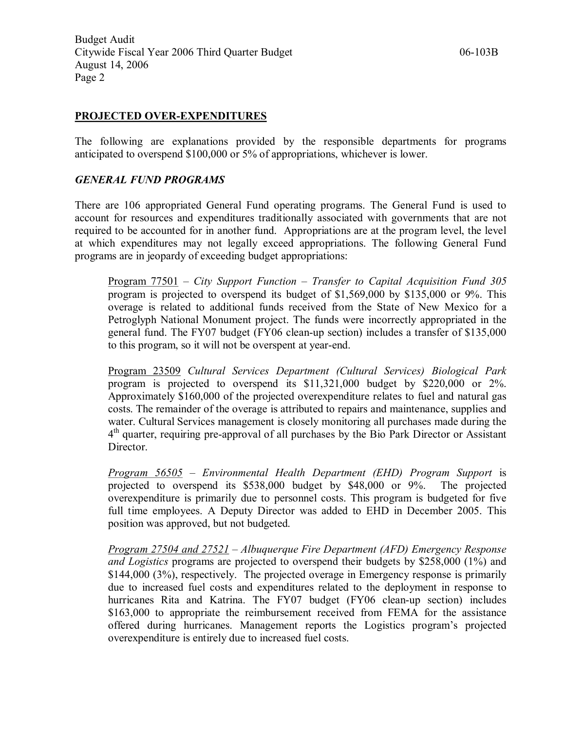## PROJECTED OVER-EXPENDITURES

The following are explanations provided by the responsible departments for programs anticipated to overspend $100,000 or 5% of appropriations, whichever is lower.

### *GENERAL FUND PROGRAMS*

There are 106 appropriated General Fund operating programs. The General Fund is used to account for resources and expenditures traditionally associated with governments that are not required to be accounted for in another fund. Appropriations are at the program level, the level at which expenditures may not legally exceed appropriations. The following General Fund programs are in jeopardy of exceeding budget appropriations:

Program 77501 – *City Support Function – Transfer to Capital Acquisition Fund 305* program is projected to overspend its budget of $1,569,000 by $135,000 or 9%. This overage is related to additional funds received from the State of New Mexico for a Petroglyph National Monument project. The funds were incorrectly appropriated in the general fund. The FY07 budget (FY06 clean-up section) includes a transfer of $135,000 to this program, so it will not be overspent at year-end.

Program 23509 *Cultural Services Department (Cultural Services) Biological Park* program is projected to overspend its $11,321,000 budget by $220,000 or 2%. Approximately $160,000 of the projected overexpenditure relates to fuel and natural gas costs. The remainder of the overage is attributed to repairs and maintenance, supplies and water. Cultural Services management is closely monitoring all purchases made during the 4th quarter, requiring pre-approval of all purchases by the Bio Park Director or Assistant Director.

*Program 56505 – Environmental Health Department (EHD) Program Support* is projected to overspend its $538,000 budget by $48,000 or 9%. The projected overexpenditure is primarily due to personnel costs. This program is budgeted for five full time employees. A Deputy Director was added to EHD in December 2005. This position was approved, but not budgeted.

*Program 27504 and 27521 – Albuquerque Fire Department (AFD) Emergency Response and Logistics* programs are projected to overspend their budgets by $258,000 (1%) and $144,000 (3%), respectively. The projected overage in Emergency response is primarily due to increased fuel costs and expenditures related to the deployment in response to hurricanes Rita and Katrina. The FY07 budget (FY06 clean-up section) includes $163,000 to appropriate the reimbursement received from FEMA for the assistance offered during hurricanes. Management reports the Logistics program's projected overexpenditure is entirely due to increased fuel costs.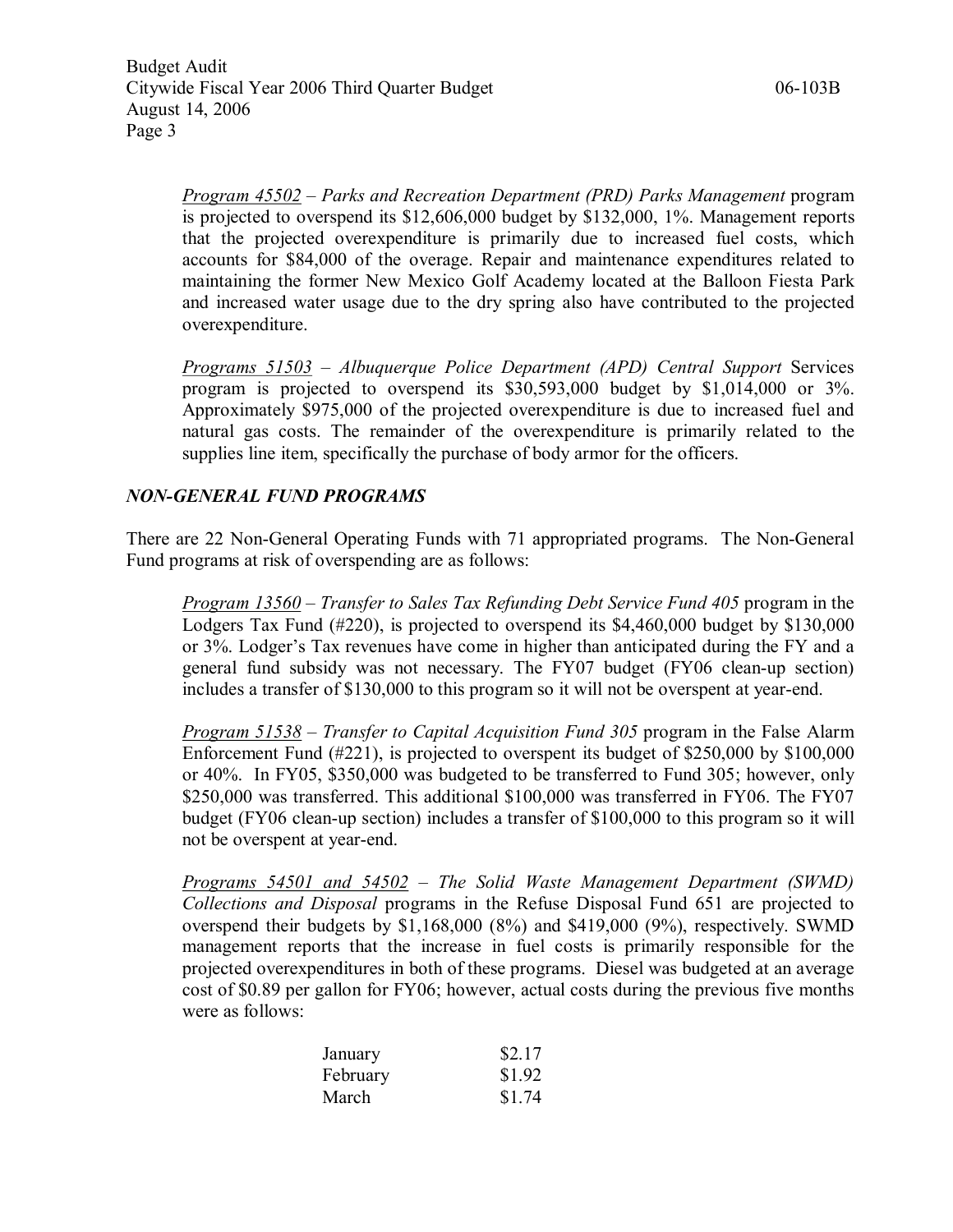*Program 45502* – *Parks and Recreation Department (PRD) Parks Management* program is projected to overspend its $12,606,000 budget by $132,000, 1%. Management reports that the projected overexpenditure is primarily due to increased fuel costs, which accounts for $84,000 of the overage. Repair and maintenance expenditures related to maintaining the former New Mexico Golf Academy located at the Balloon Fiesta Park and increased water usage due to the dry spring also have contributed to the projected overexpenditure.

*Programs 51503* – *Albuquerque Police Department (APD) Central Support* Services program is projected to overspend its $30,593,000 budget by $1,014,000 or 3%. Approximately $975,000 of the projected overexpenditure is due to increased fuel and natural gas costs. The remainder of the overexpenditure is primarily related to the supplies line item, specifically the purchase of body armor for the officers.

### *NON-GENERAL FUND PROGRAMS*

There are 22 Non-General Operating Funds with 71 appropriated programs. The Non-General Fund programs at risk of overspending are as follows:

*Program 13560* – *Transfer to Sales Tax Refunding Debt Service Fund 405* program in the Lodgers Tax Fund (#220), is projected to overspend its $4,460,000 budget by $130,000 or 3%. Lodger's Tax revenues have come in higher than anticipated during the FY and a general fund subsidy was not necessary. The FY07 budget (FY06 clean-up section) includes a transfer of $130,000 to this program so it will not be overspent at year-end.

*Program 51538* – *Transfer to Capital Acquisition Fund 305* program in the False Alarm Enforcement Fund (#221), is projected to overspent its budget of $250,000 by $100,000 or 40%. In FY05, $350,000 was budgeted to be transferred to Fund 305; however, only $250,000 was transferred. This additional $100,000 was transferred in FY06. The FY07 budget (FY06 clean-up section) includes a transfer of $100,000 to this program so it will not be overspent at year-end.

*Programs 54501 and 54502* – *The Solid Waste Management Department (SWMD) Collections and Disposal* programs in the Refuse Disposal Fund 651 are projected to overspend their budgets by $1,168,000 (8%) and $419,000 (9%), respectively. SWMD management reports that the increase in fuel costs is primarily responsible for the projected overexpenditures in both of these programs. Diesel was budgeted at an average cost of $0.89 per gallon for FY06; however, actual costs during the previous five months were as follows:

| | |
|---|---|
| January | $2.17 |
| February | $1.92 |
| March | $1.74 |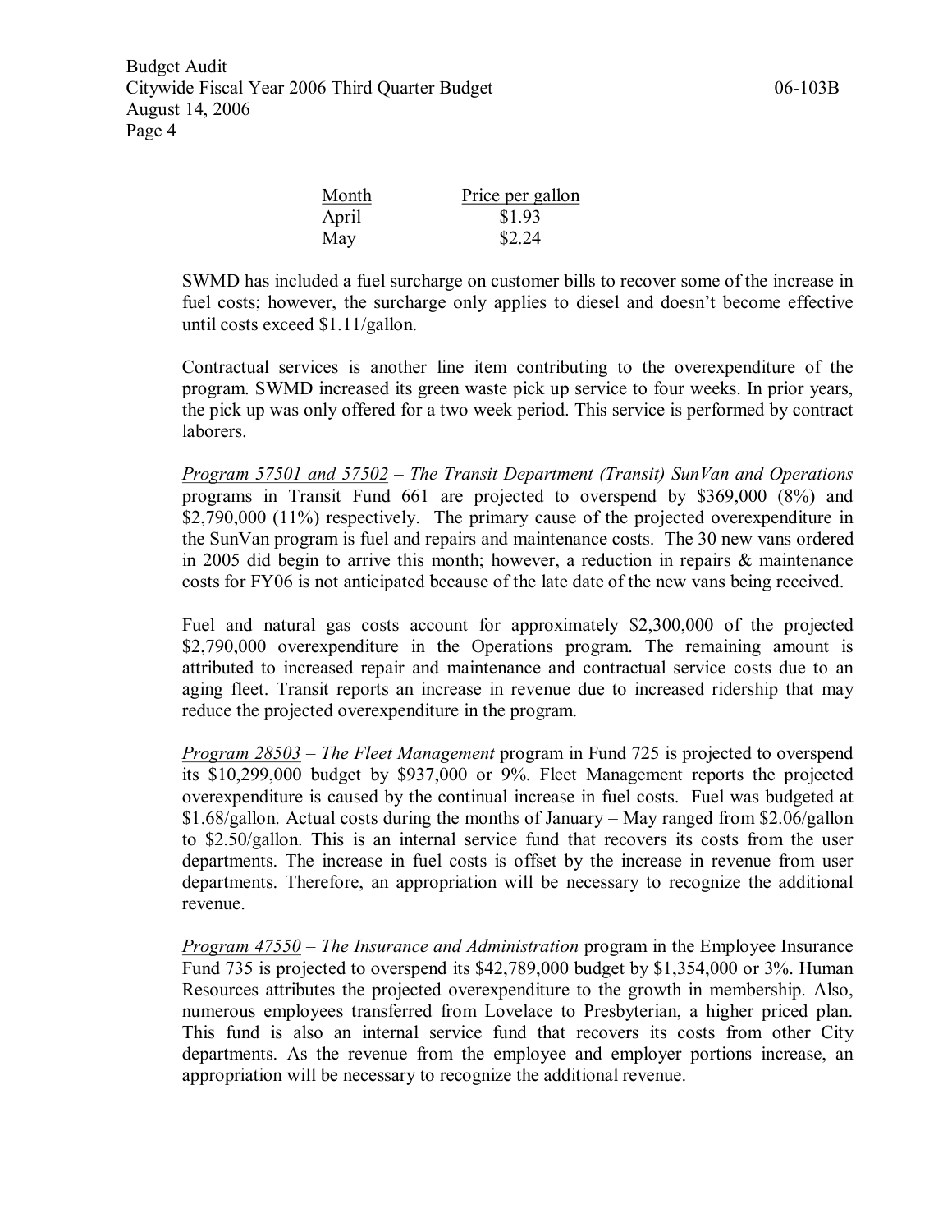| Month | Price per gallon |
| --- | --- |
| April | $1.93 |
| May | $2.24 |

SWMD has included a fuel surcharge on customer bills to recover some of the increase in fuel costs; however, the surcharge only applies to diesel and doesn't become effective until costs exceed $1.11/gallon.

Contractual services is another line item contributing to the overexpenditure of the program. SWMD increased its green waste pick up service to four weeks. In prior years, the pick up was only offered for a two week period. This service is performed by contract laborers.

<u>*Program 57501 and 57502*</u> – *The Transit Department (Transit) SunVan and Operations* programs in Transit Fund 661 are projected to overspend by $369,000 (8%) and $2,790,000 (11%) respectively. The primary cause of the projected overexpenditure in the SunVan program is fuel and repairs and maintenance costs. The 30 new vans ordered in 2005 did begin to arrive this month; however, a reduction in repairs & maintenance costs for FY06 is not anticipated because of the late date of the new vans being received.

Fuel and natural gas costs account for approximately $2,300,000 of the projected $2,790,000 overexpenditure in the Operations program. The remaining amount is attributed to increased repair and maintenance and contractual service costs due to an aging fleet. Transit reports an increase in revenue due to increased ridership that may reduce the projected overexpenditure in the program.

<u>*Program 28503*</u> – *The Fleet Management* program in Fund 725 is projected to overspend its $10,299,000 budget by $937,000 or 9%. Fleet Management reports the projected overexpenditure is caused by the continual increase in fuel costs. Fuel was budgeted at $1.68/gallon. Actual costs during the months of January – May ranged from $2.06/gallon to $2.50/gallon. This is an internal service fund that recovers its costs from the user departments. The increase in fuel costs is offset by the increase in revenue from user departments. Therefore, an appropriation will be necessary to recognize the additional revenue.

<u>*Program 47550*</u> – *The Insurance and Administration* program in the Employee Insurance Fund 735 is projected to overspend its $42,789,000 budget by $1,354,000 or 3%. Human Resources attributes the projected overexpenditure to the growth in membership. Also, numerous employees transferred from Lovelace to Presbyterian, a higher priced plan. This fund is also an internal service fund that recovers its costs from other City departments. As the revenue from the employee and employer portions increase, an appropriation will be necessary to recognize the additional revenue.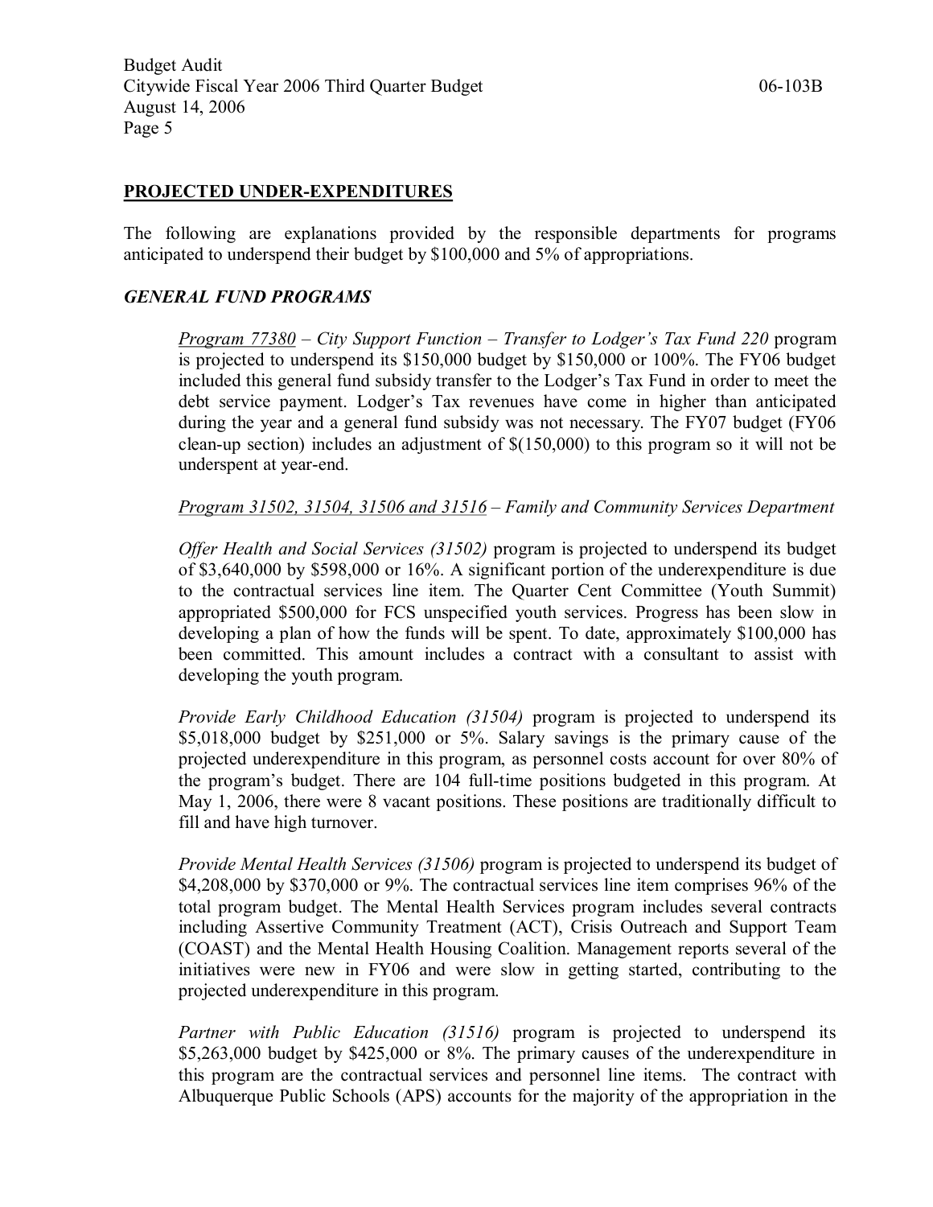## PROJECTED UNDER-EXPENDITURES

The following are explanations provided by the responsible departments for programs anticipated to underspend their budget by $100,000 and 5% of appropriations.

### *GENERAL FUND PROGRAMS*

*Program 77380 – City Support Function – Transfer to Lodger's Tax Fund 220* program is projected to underspend its $150,000 budget by $150,000 or 100%. The FY06 budget included this general fund subsidy transfer to the Lodger's Tax Fund in order to meet the debt service payment. Lodger's Tax revenues have come in higher than anticipated during the year and a general fund subsidy was not necessary. The FY07 budget (FY06 clean-up section) includes an adjustment of $(150,000) to this program so it will not be underspent at year-end.

*Program 31502, 31504, 31506 and 31516 – Family and Community Services Department*

*Offer Health and Social Services (31502)* program is projected to underspend its budget of $3,640,000 by $598,000 or 16%. A significant portion of the underexpenditure is due to the contractual services line item. The Quarter Cent Committee (Youth Summit) appropriated $500,000 for FCS unspecified youth services. Progress has been slow in developing a plan of how the funds will be spent. To date, approximately $100,000 has been committed. This amount includes a contract with a consultant to assist with developing the youth program.

*Provide Early Childhood Education (31504)* program is projected to underspend its $5,018,000 budget by $251,000 or 5%. Salary savings is the primary cause of the projected underexpenditure in this program, as personnel costs account for over 80% of the program's budget. There are 104 full-time positions budgeted in this program. At May 1, 2006, there were 8 vacant positions. These positions are traditionally difficult to fill and have high turnover.

*Provide Mental Health Services (31506)* program is projected to underspend its budget of $4,208,000 by $370,000 or 9%. The contractual services line item comprises 96% of the total program budget. The Mental Health Services program includes several contracts including Assertive Community Treatment (ACT), Crisis Outreach and Support Team (COAST) and the Mental Health Housing Coalition. Management reports several of the initiatives were new in FY06 and were slow in getting started, contributing to the projected underexpenditure in this program.

*Partner with Public Education (31516)* program is projected to underspend its $5,263,000 budget by $425,000 or 8%. The primary causes of the underexpenditure in this program are the contractual services and personnel line items. The contract with Albuquerque Public Schools (APS) accounts for the majority of the appropriation in the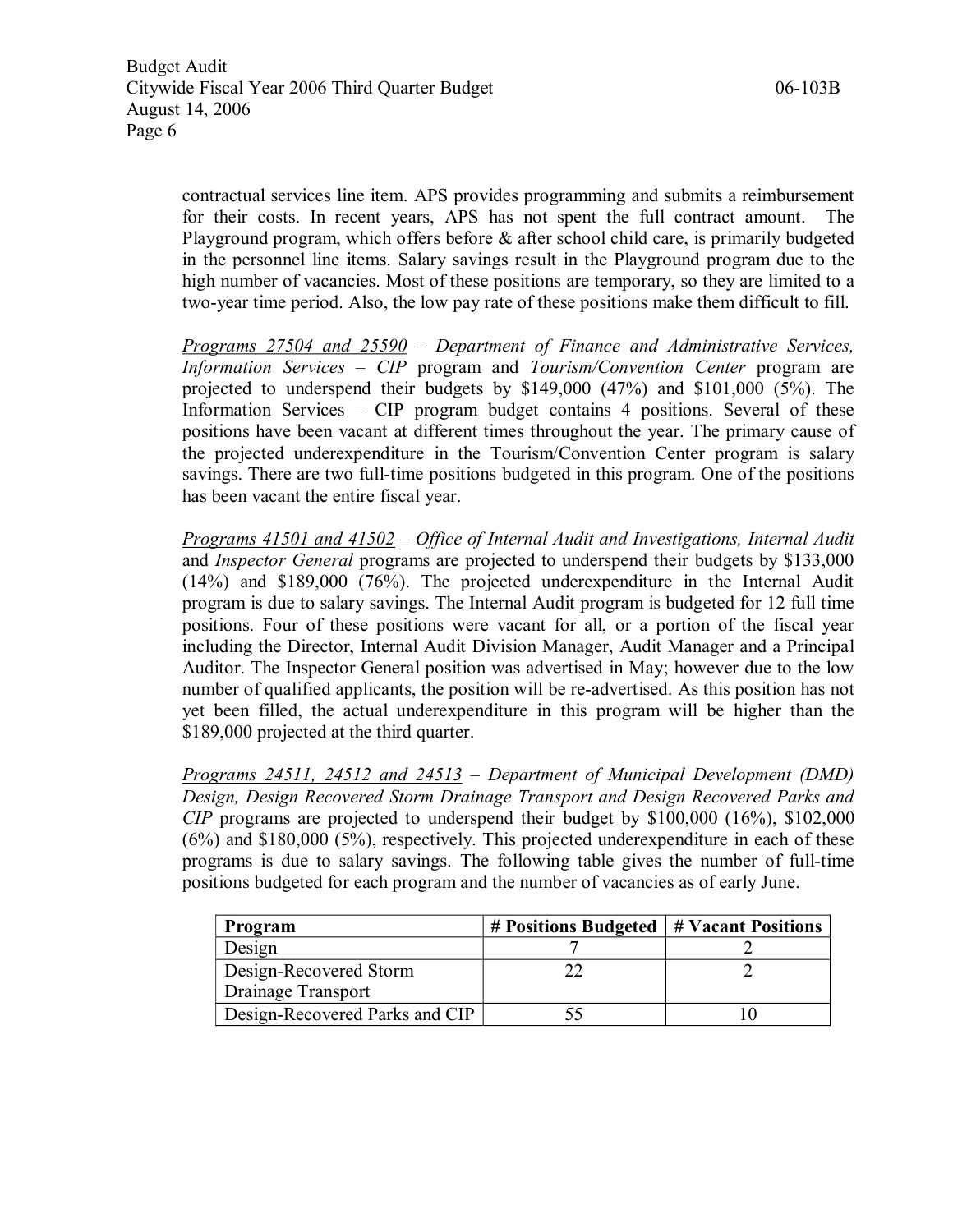contractual services line item. APS provides programming and submits a reimbursement for their costs. In recent years, APS has not spent the full contract amount. The Playground program, which offers before & after school child care, is primarily budgeted in the personnel line items. Salary savings result in the Playground program due to the high number of vacancies. Most of these positions are temporary, so they are limited to a two-year time period. Also, the low pay rate of these positions make them difficult to fill.

<u>Programs 27504 and 25590</u> – *Department of Finance and Administrative Services, Information Services – CIP* program and *Tourism/Convention Center* program are projected to underspend their budgets by $149,000 (47%) and $101,000 (5%). The Information Services – CIP program budget contains 4 positions. Several of these positions have been vacant at different times throughout the year. The primary cause of the projected underexpenditure in the Tourism/Convention Center program is salary savings. There are two full-time positions budgeted in this program. One of the positions has been vacant the entire fiscal year.

<u>Programs 41501 and 41502</u> – *Office of Internal Audit and Investigations, Internal Audit* and *Inspector General* programs are projected to underspend their budgets by $133,000 (14%) and $189,000 (76%). The projected underexpenditure in the Internal Audit program is due to salary savings. The Internal Audit program is budgeted for 12 full time positions. Four of these positions were vacant for all, or a portion of the fiscal year including the Director, Internal Audit Division Manager, Audit Manager and a Principal Auditor. The Inspector General position was advertised in May; however due to the low number of qualified applicants, the position will be re-advertised. As this position has not yet been filled, the actual underexpenditure in this program will be higher than the $189,000 projected at the third quarter.

<u>Programs 24511, 24512 and 24513</u> – *Department of Municipal Development (DMD) Design, Design Recovered Storm Drainage Transport and Design Recovered Parks and CIP* programs are projected to underspend their budget by $100,000 (16%), $102,000 (6%) and $180,000 (5%), respectively. This projected underexpenditure in each of these programs is due to salary savings. The following table gives the number of full-time positions budgeted for each program and the number of vacancies as of early June.

| Program | # Positions Budgeted | # Vacant Positions |
|---|---|---|
| Design | 7 | 2 |
| Design-Recovered Storm Drainage Transport | 22 | 2 |
| Design-Recovered Parks and CIP | 55 | 10 |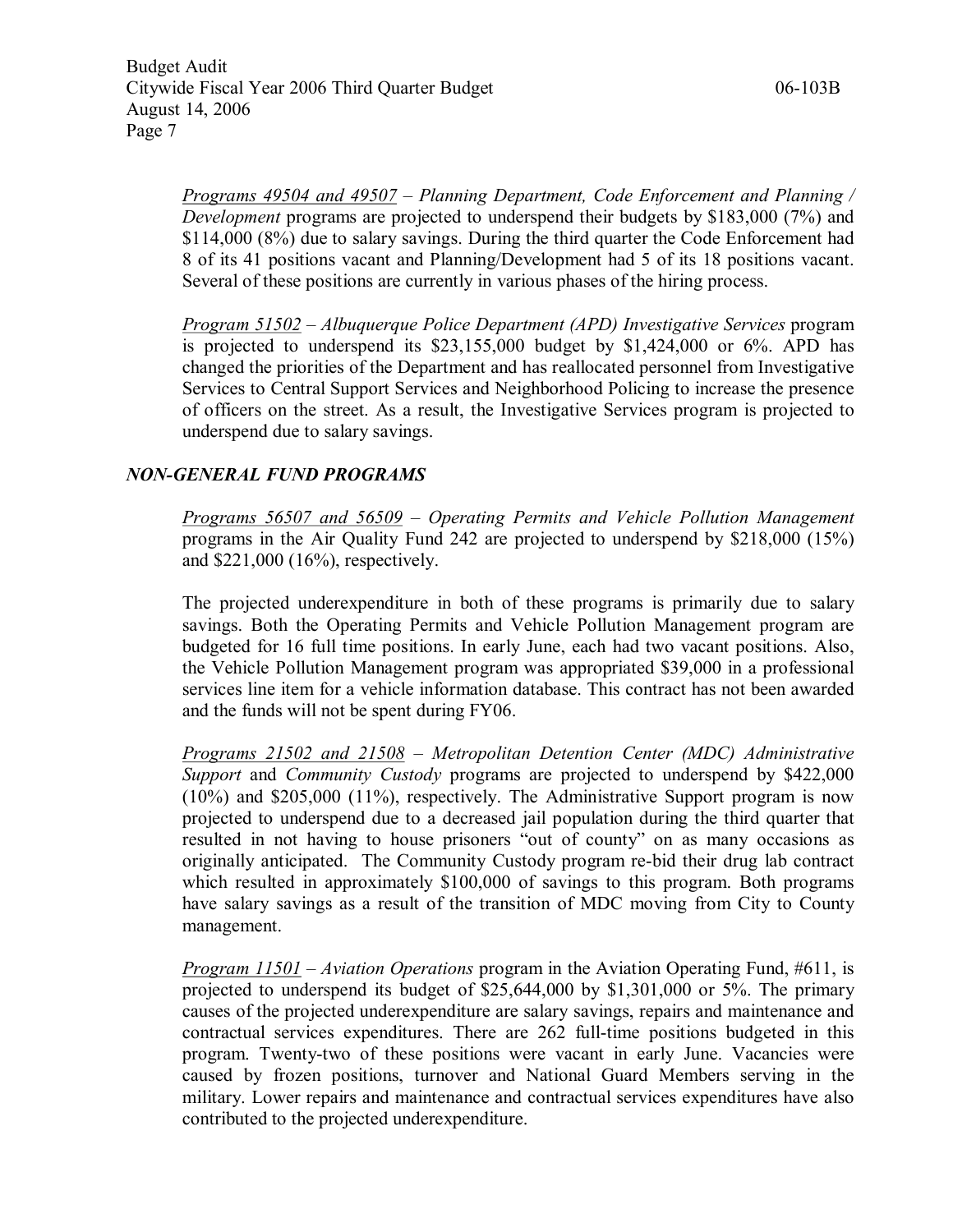*Programs 49504 and 49507* – *Planning Department, Code Enforcement and Planning / Development* programs are projected to underspend their budgets by $183,000 (7%) and $114,000 (8%) due to salary savings. During the third quarter the Code Enforcement had 8 of its 41 positions vacant and Planning/Development had 5 of its 18 positions vacant. Several of these positions are currently in various phases of the hiring process.

*Program 51502* – *Albuquerque Police Department (APD) Investigative Services* program is projected to underspend its $23,155,000 budget by $1,424,000 or 6%. APD has changed the priorities of the Department and has reallocated personnel from Investigative Services to Central Support Services and Neighborhood Policing to increase the presence of officers on the street. As a result, the Investigative Services program is projected to underspend due to salary savings.

### *NON-GENERAL FUND PROGRAMS*

*Programs 56507 and 56509* – *Operating Permits and Vehicle Pollution Management* programs in the Air Quality Fund 242 are projected to underspend by $218,000 (15%) and $221,000 (16%), respectively.

The projected underexpenditure in both of these programs is primarily due to salary savings. Both the Operating Permits and Vehicle Pollution Management program are budgeted for 16 full time positions. In early June, each had two vacant positions. Also, the Vehicle Pollution Management program was appropriated $39,000 in a professional services line item for a vehicle information database. This contract has not been awarded and the funds will not be spent during FY06.

*Programs 21502 and 21508* – *Metropolitan Detention Center (MDC) Administrative Support* and *Community Custody* programs are projected to underspend by $422,000 (10%) and $205,000 (11%), respectively. The Administrative Support program is now projected to underspend due to a decreased jail population during the third quarter that resulted in not having to house prisoners "out of county" on as many occasions as originally anticipated. The Community Custody program re-bid their drug lab contract which resulted in approximately $100,000 of savings to this program. Both programs have salary savings as a result of the transition of MDC moving from City to County management.

*Program 11501* – *Aviation Operations* program in the Aviation Operating Fund, #611, is projected to underspend its budget of $25,644,000 by $1,301,000 or 5%. The primary causes of the projected underexpenditure are salary savings, repairs and maintenance and contractual services expenditures. There are 262 full-time positions budgeted in this program. Twenty-two of these positions were vacant in early June. Vacancies were caused by frozen positions, turnover and National Guard Members serving in the military. Lower repairs and maintenance and contractual services expenditures have also contributed to the projected underexpenditure.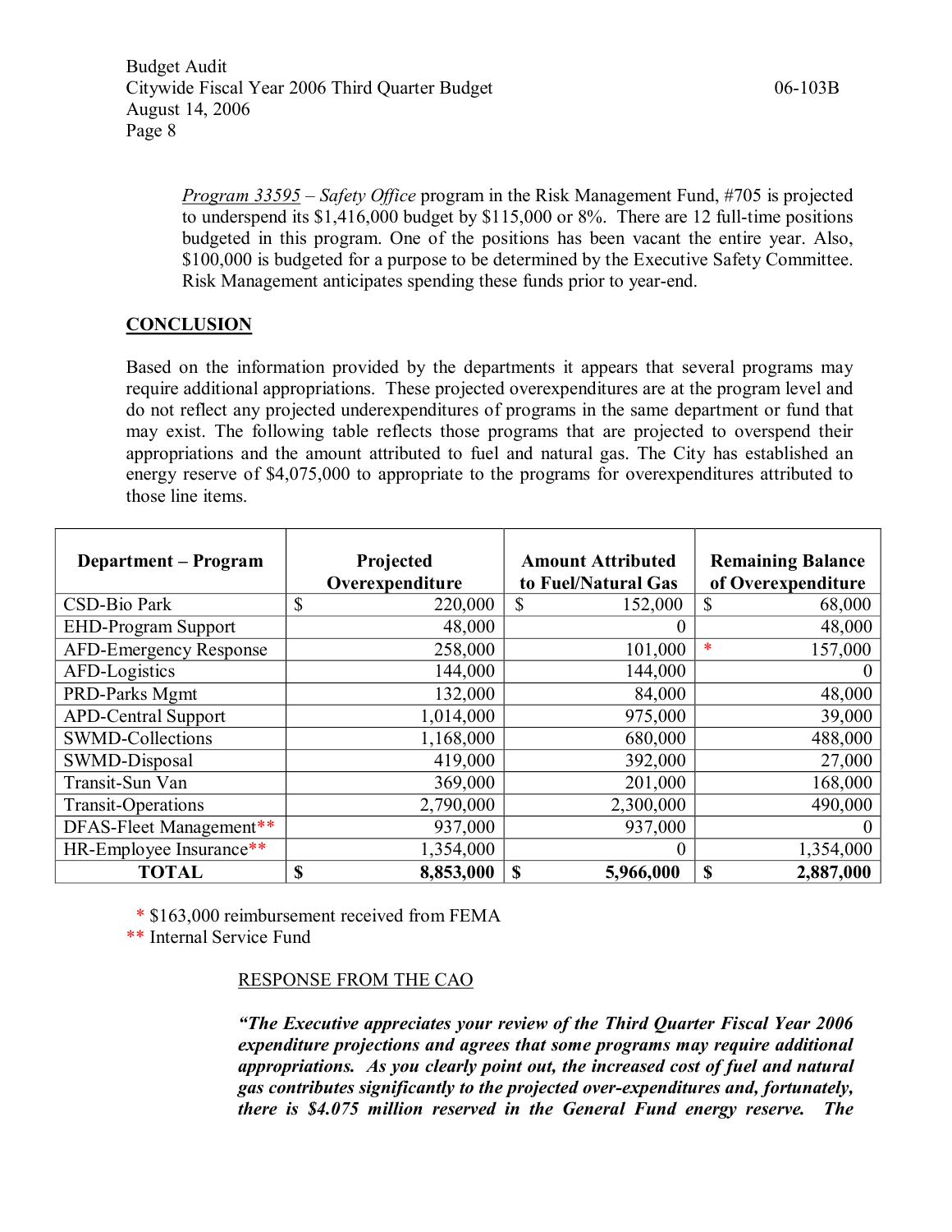*Program 33595* – *Safety Office* program in the Risk Management Fund, #705 is projected to underspend its $1,416,000 budget by $115,000 or 8%. There are 12 full-time positions budgeted in this program. One of the positions has been vacant the entire year. Also, $100,000 is budgeted for a purpose to be determined by the Executive Safety Committee. Risk Management anticipates spending these funds prior to year-end.

## CONCLUSION

Based on the information provided by the departments it appears that several programs may require additional appropriations. These projected overexpenditures are at the program level and do not reflect any projected underexpenditures of programs in the same department or fund that may exist. The following table reflects those programs that are projected to overspend their appropriations and the amount attributed to fuel and natural gas. The City has established an energy reserve of $4,075,000 to appropriate to the programs for overexpenditures attributed to those line items.

| Department – Program | Projected Overexpenditure | Amount Attributed to Fuel/Natural Gas | Remaining Balance of Overexpenditure |
|---|---|---|---|
| CSD-Bio Park | $ 220,000 | $ 152,000 | $ 68,000 |
| EHD-Program Support | 48,000 | 0 | 48,000 |
| AFD-Emergency Response | 258,000 | 101,000 | * 157,000 |
| AFD-Logistics | 144,000 | 144,000 | 0 |
| PRD-Parks Mgmt | 132,000 | 84,000 | 48,000 |
| APD-Central Support | 1,014,000 | 975,000 | 39,000 |
| SWMD-Collections | 1,168,000 | 680,000 | 488,000 |
| SWMD-Disposal | 419,000 | 392,000 | 27,000 |
| Transit-Sun Van | 369,000 | 201,000 | 168,000 |
| Transit-Operations | 2,790,000 | 2,300,000 | 490,000 |
| DFAS-Fleet Management** | 937,000 | 937,000 | 0 |
| HR-Employee Insurance** | 1,354,000 | 0 | 1,354,000 |
| **TOTAL** | **$ 8,853,000** | **$ 5,966,000** | **$ 2,887,000** |

\* $163,000 reimbursement received from FEMA
\*\* Internal Service Fund

RESPONSE FROM THE CAO

***"The Executive appreciates your review of the Third Quarter Fiscal Year 2006 expenditure projections and agrees that some programs may require additional appropriations. As you clearly point out, the increased cost of fuel and natural gas contributes significantly to the projected over-expenditures and, fortunately, there is $4.075 million reserved in the General Fund energy reserve. The***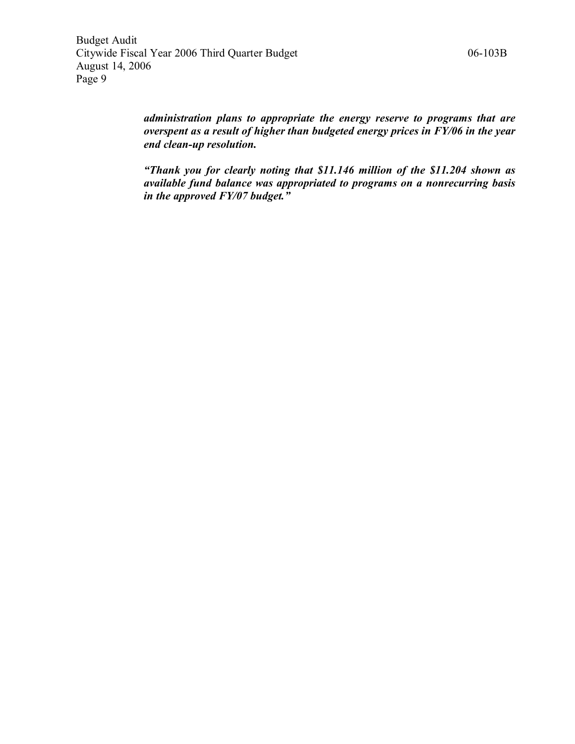***administration plans to appropriate the energy reserve to programs that are overspent as a result of higher than budgeted energy prices in FY/06 in the year end clean-up resolution.***

***"Thank you for clearly noting that $11.146 million of the $11.204 shown as available fund balance was appropriated to programs on a nonrecurring basis in the approved FY/07 budget."***